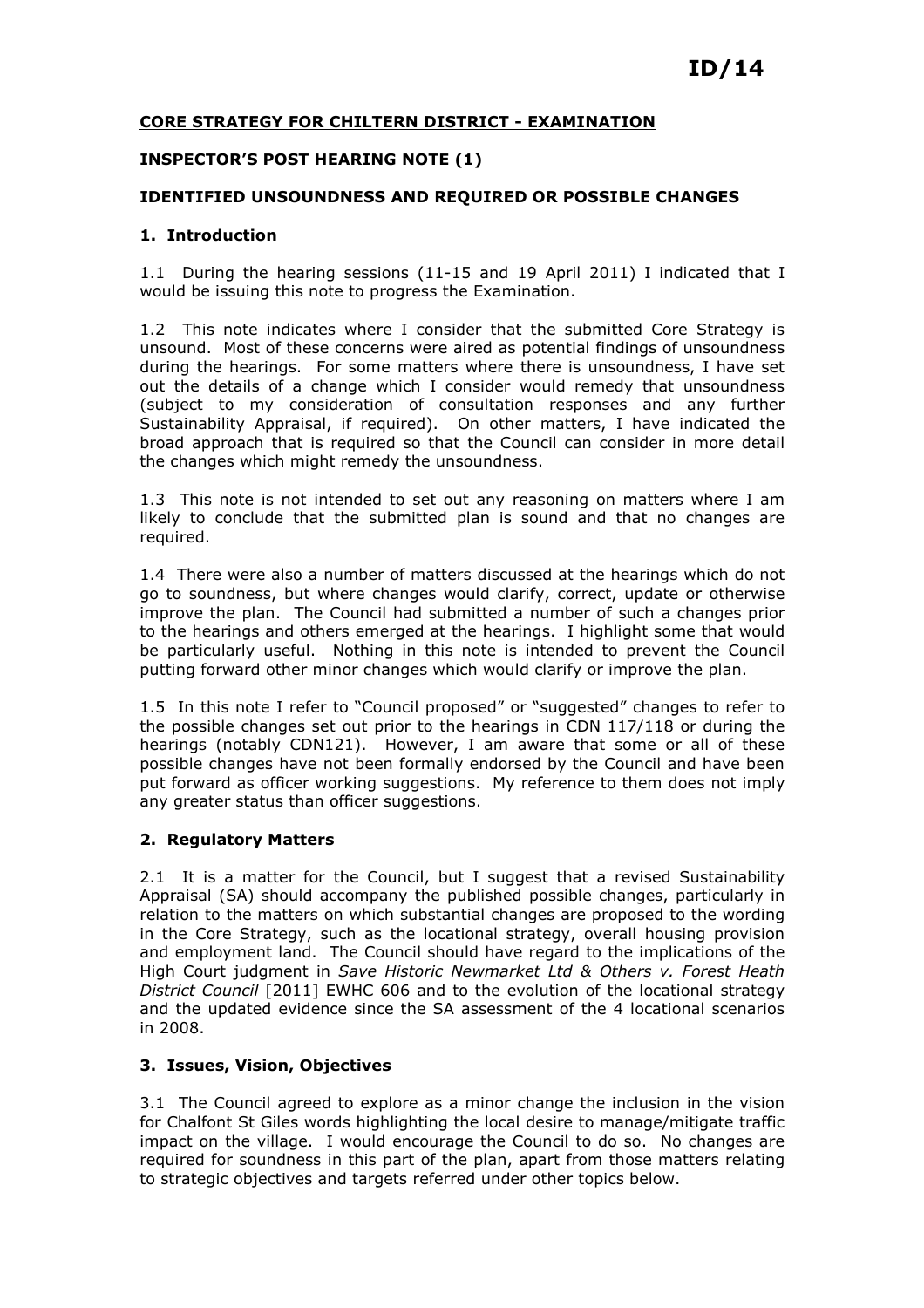ID/14

# CORE STRATEGY FOR CHILTERN DISTRICT - EXAMINATION

## INSPECTOR'S POST HEARING NOTE (1)

## IDENTIFIED UNSOUNDNESS AND REQUIRED OR POSSIBLE CHANGES

### 1. Introduction

1.1 During the hearing sessions (11-15 and 19 April 2011) I indicated that I would be issuing this note to progress the Examination.

1.2 This note indicates where I consider that the submitted Core Strategy is unsound. Most of these concerns were aired as potential findings of unsoundness during the hearings. For some matters where there is unsoundness, I have set out the details of a change which I consider would remedy that unsoundness (subject to my consideration of consultation responses and any further Sustainability Appraisal, if required). On other matters, I have indicated the broad approach that is required so that the Council can consider in more detail the changes which might remedy the unsoundness.

1.3 This note is not intended to set out any reasoning on matters where I am likely to conclude that the submitted plan is sound and that no changes are required.

1.4 There were also a number of matters discussed at the hearings which do not go to soundness, but where changes would clarify, correct, update or otherwise improve the plan. The Council had submitted a number of such a changes prior to the hearings and others emerged at the hearings. I highlight some that would be particularly useful. Nothing in this note is intended to prevent the Council putting forward other minor changes which would clarify or improve the plan.

1.5 In this note I refer to "Council proposed" or "suggested" changes to refer to the possible changes set out prior to the hearings in CDN 117/118 or during the hearings (notably CDN121). However, I am aware that some or all of these possible changes have not been formally endorsed by the Council and have been put forward as officer working suggestions. My reference to them does not imply any greater status than officer suggestions.

### 2. Regulatory Matters

2.1 It is a matter for the Council, but I suggest that a revised Sustainability Appraisal (SA) should accompany the published possible changes, particularly in relation to the matters on which substantial changes are proposed to the wording in the Core Strategy, such as the locational strategy, overall housing provision and employment land. The Council should have regard to the implications of the High Court judgment in *Save Historic Newmarket Ltd & Others v. Forest Heath District Council* [2011] EWHC 606 and to the evolution of the locational strategy and the updated evidence since the SA assessment of the 4 locational scenarios in 2008.

### 3. Issues, Vision, Objectives

3.1 The Council agreed to explore as a minor change the inclusion in the vision for Chalfont St Giles words highlighting the local desire to manage/mitigate traffic impact on the village. I would encourage the Council to do so. No changes are required for soundness in this part of the plan, apart from those matters relating to strategic objectives and targets referred under other topics below.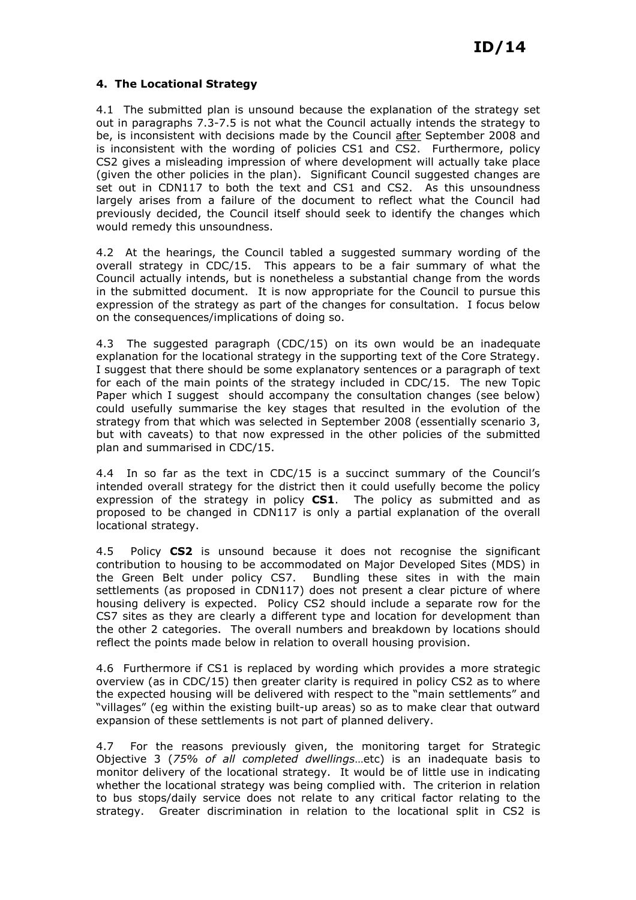### 4. The Locational Strategy

4.1 The submitted plan is unsound because the explanation of the strategy set out in paragraphs 7.3-7.5 is not what the Council actually intends the strategy to be, is inconsistent with decisions made by the Council <u>after</u> September 2008 and is inconsistent with the wording of policies CS1 and CS2. Furthermore, policy CS2 gives a misleading impression of where development will actually take place (given the other policies in the plan). Significant Council suggested changes are set out in CDN117 to both the text and CS1 and CS2. As this unsoundness largely arises from a failure of the document to reflect what the Council had previously decided, the Council itself should seek to identify the changes which would remedy this unsoundness.

4.2 At the hearings, the Council tabled a suggested summary wording of the overall strategy in CDC/15. This appears to be a fair summary of what the Council actually intends, but is nonetheless a substantial change from the words in the submitted document. It is now appropriate for the Council to pursue this expression of the strategy as part of the changes for consultation. I focus below on the consequences/implications of doing so.

4.3 The suggested paragraph (CDC/15) on its own would be an inadequate explanation for the locational strategy in the supporting text of the Core Strategy. I suggest that there should be some explanatory sentences or a paragraph of text for each of the main points of the strategy included in CDC/15. The new Topic Paper which I suggest should accompany the consultation changes (see below) could usefully summarise the key stages that resulted in the evolution of the strategy from that which was selected in September 2008 (essentially scenario 3, but with caveats) to that now expressed in the other policies of the submitted plan and summarised in CDC/15.

4.4 In so far as the text in CDC/15 is a succinct summary of the Council's intended overall strategy for the district then it could usefully become the policy expression of the strategy in policy **CS1**. The policy as submitted and as proposed to be changed in CDN117 is only a partial explanation of the overall locational strategy.

4.5 Policy **CS2** is unsound because it does not recognise the significant contribution to housing to be accommodated on Major Developed Sites (MDS) in the Green Belt under policy CS7. Bundling these sites in with the main settlements (as proposed in CDN117) does not present a clear picture of where housing delivery is expected. Policy CS2 should include a separate row for the CS7 sites as they are clearly a different type and location for development than the other 2 categories. The overall numbers and breakdown by locations should reflect the points made below in relation to overall housing provision.

4.6 Furthermore if CS1 is replaced by wording which provides a more strategic overview (as in CDC/15) then greater clarity is required in policy CS2 as to where the expected housing will be delivered with respect to the "main settlements" and "villages" (eg within the existing built-up areas) so as to make clear that outward expansion of these settlements is not part of planned delivery.

4.7 For the reasons previously given, the monitoring target for Strategic Objective 3 (*75% of all completed dwellings*…etc) is an inadequate basis to monitor delivery of the locational strategy. It would be of little use in indicating whether the locational strategy was being complied with. The criterion in relation to bus stops/daily service does not relate to any critical factor relating to the strategy. Greater discrimination in relation to the locational split in CS2 is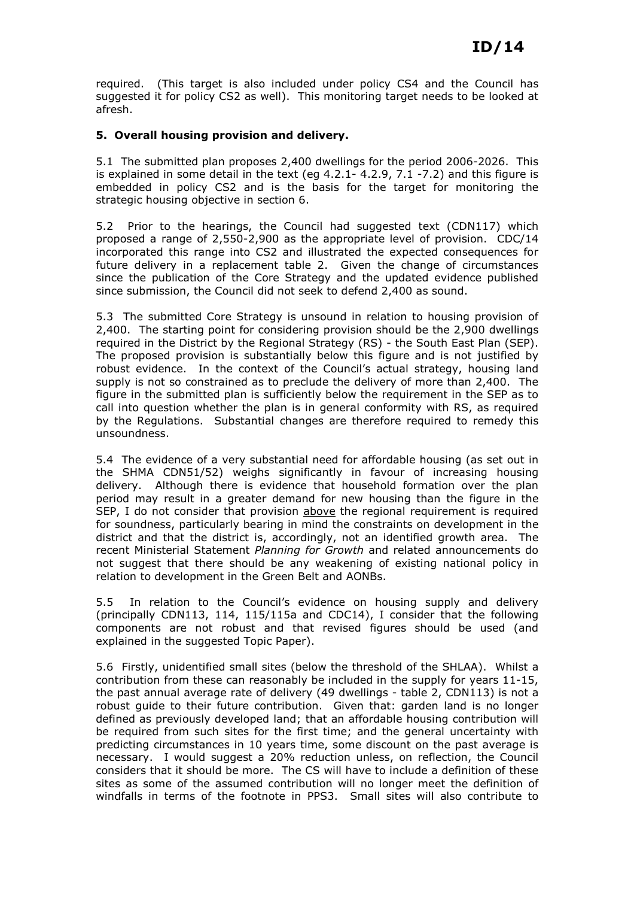required. (This target is also included under policy CS4 and the Council has suggested it for policy CS2 as well). This monitoring target needs to be looked at afresh.

## 5. Overall housing provision and delivery.

5.1 The submitted plan proposes 2,400 dwellings for the period 2006-2026. This is explained in some detail in the text (eg 4.2.1- 4.2.9, 7.1 -7.2) and this figure is embedded in policy CS2 and is the basis for the target for monitoring the strategic housing objective in section 6.

5.2 Prior to the hearings, the Council had suggested text (CDN117) which proposed a range of 2,550-2,900 as the appropriate level of provision. CDC/14 incorporated this range into CS2 and illustrated the expected consequences for future delivery in a replacement table 2. Given the change of circumstances since the publication of the Core Strategy and the updated evidence published since submission, the Council did not seek to defend 2,400 as sound.

5.3 The submitted Core Strategy is unsound in relation to housing provision of 2,400. The starting point for considering provision should be the 2,900 dwellings required in the District by the Regional Strategy (RS) - the South East Plan (SEP). The proposed provision is substantially below this figure and is not justified by robust evidence. In the context of the Council's actual strategy, housing land supply is not so constrained as to preclude the delivery of more than 2,400. The figure in the submitted plan is sufficiently below the requirement in the SEP as to call into question whether the plan is in general conformity with RS, as required by the Regulations. Substantial changes are therefore required to remedy this unsoundness.

5.4 The evidence of a very substantial need for affordable housing (as set out in the SHMA CDN51/52) weighs significantly in favour of increasing housing delivery. Although there is evidence that household formation over the plan period may result in a greater demand for new housing than the figure in the SEP, I do not consider that provision <u>above</u> the regional requirement is required for soundness, particularly bearing in mind the constraints on development in the district and that the district is, accordingly, not an identified growth area. The recent Ministerial Statement *Planning for Growth* and related announcements do not suggest that there should be any weakening of existing national policy in relation to development in the Green Belt and AONBs.

5.5 In relation to the Council's evidence on housing supply and delivery (principally CDN113, 114, 115/115a and CDC14), I consider that the following components are not robust and that revised figures should be used (and explained in the suggested Topic Paper).

5.6 Firstly, unidentified small sites (below the threshold of the SHLAA). Whilst a contribution from these can reasonably be included in the supply for years 11-15, the past annual average rate of delivery (49 dwellings - table 2, CDN113) is not a robust guide to their future contribution. Given that: garden land is no longer defined as previously developed land; that an affordable housing contribution will be required from such sites for the first time; and the general uncertainty with predicting circumstances in 10 years time, some discount on the past average is necessary. I would suggest a 20% reduction unless, on reflection, the Council considers that it should be more. The CS will have to include a definition of these sites as some of the assumed contribution will no longer meet the definition of windfalls in terms of the footnote in PPS3. Small sites will also contribute to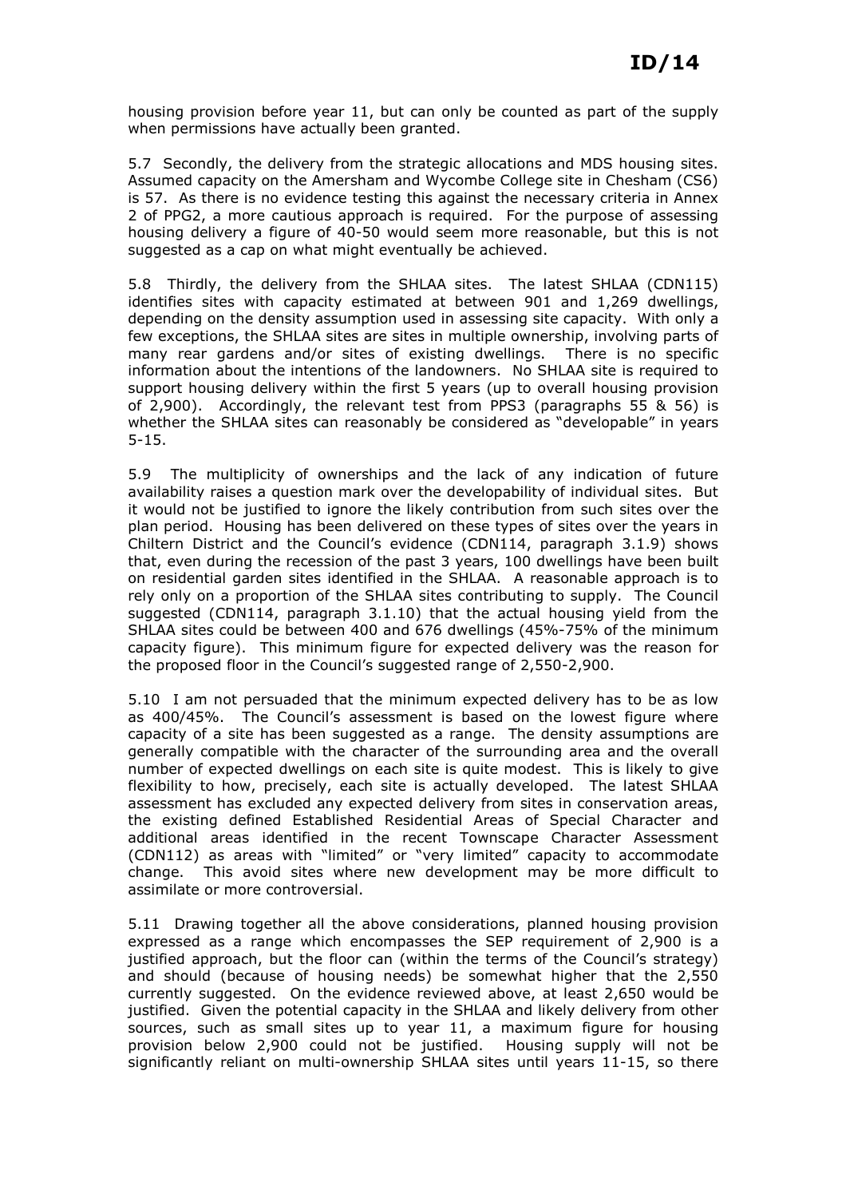housing provision before year 11, but can only be counted as part of the supply when permissions have actually been granted.

5.7 Secondly, the delivery from the strategic allocations and MDS housing sites. Assumed capacity on the Amersham and Wycombe College site in Chesham (CS6) is 57. As there is no evidence testing this against the necessary criteria in Annex 2 of PPG2, a more cautious approach is required. For the purpose of assessing housing delivery a figure of 40-50 would seem more reasonable, but this is not suggested as a cap on what might eventually be achieved.

5.8 Thirdly, the delivery from the SHLAA sites. The latest SHLAA (CDN115) identifies sites with capacity estimated at between 901 and 1,269 dwellings, depending on the density assumption used in assessing site capacity. With only a few exceptions, the SHLAA sites are sites in multiple ownership, involving parts of many rear gardens and/or sites of existing dwellings. There is no specific information about the intentions of the landowners. No SHLAA site is required to support housing delivery within the first 5 years (up to overall housing provision of 2,900). Accordingly, the relevant test from PPS3 (paragraphs 55 & 56) is whether the SHLAA sites can reasonably be considered as "developable" in years 5-15.

5.9 The multiplicity of ownerships and the lack of any indication of future availability raises a question mark over the developability of individual sites. But it would not be justified to ignore the likely contribution from such sites over the plan period. Housing has been delivered on these types of sites over the years in Chiltern District and the Council's evidence (CDN114, paragraph 3.1.9) shows that, even during the recession of the past 3 years, 100 dwellings have been built on residential garden sites identified in the SHLAA. A reasonable approach is to rely only on a proportion of the SHLAA sites contributing to supply. The Council suggested (CDN114, paragraph 3.1.10) that the actual housing yield from the SHLAA sites could be between 400 and 676 dwellings (45%-75% of the minimum capacity figure). This minimum figure for expected delivery was the reason for the proposed floor in the Council's suggested range of 2,550-2,900.

5.10 I am not persuaded that the minimum expected delivery has to be as low as 400/45%. The Council's assessment is based on the lowest figure where capacity of a site has been suggested as a range. The density assumptions are generally compatible with the character of the surrounding area and the overall number of expected dwellings on each site is quite modest. This is likely to give flexibility to how, precisely, each site is actually developed. The latest SHLAA assessment has excluded any expected delivery from sites in conservation areas, the existing defined Established Residential Areas of Special Character and additional areas identified in the recent Townscape Character Assessment (CDN112) as areas with "limited" or "very limited" capacity to accommodate change. This avoid sites where new development may be more difficult to assimilate or more controversial.

5.11 Drawing together all the above considerations, planned housing provision expressed as a range which encompasses the SEP requirement of 2,900 is a justified approach, but the floor can (within the terms of the Council's strategy) and should (because of housing needs) be somewhat higher that the 2,550 currently suggested. On the evidence reviewed above, at least 2,650 would be justified. Given the potential capacity in the SHLAA and likely delivery from other sources, such as small sites up to year 11, a maximum figure for housing provision below 2,900 could not be justified. Housing supply will not be significantly reliant on multi-ownership SHLAA sites until years 11-15, so there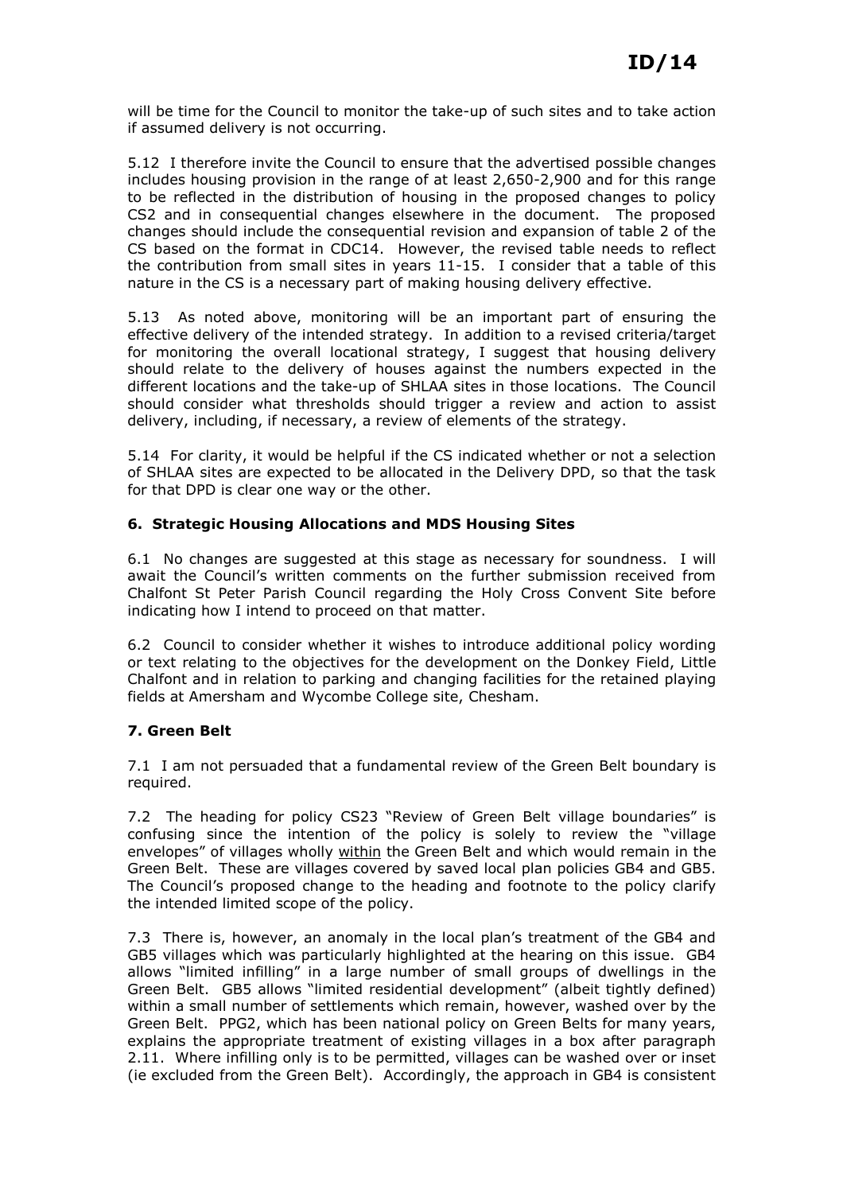will be time for the Council to monitor the take-up of such sites and to take action if assumed delivery is not occurring.

5.12 I therefore invite the Council to ensure that the advertised possible changes includes housing provision in the range of at least 2,650-2,900 and for this range to be reflected in the distribution of housing in the proposed changes to policy CS2 and in consequential changes elsewhere in the document. The proposed changes should include the consequential revision and expansion of table 2 of the CS based on the format in CDC14. However, the revised table needs to reflect the contribution from small sites in years 11-15. I consider that a table of this nature in the CS is a necessary part of making housing delivery effective.

5.13 As noted above, monitoring will be an important part of ensuring the effective delivery of the intended strategy. In addition to a revised criteria/target for monitoring the overall locational strategy, I suggest that housing delivery should relate to the delivery of houses against the numbers expected in the different locations and the take-up of SHLAA sites in those locations. The Council should consider what thresholds should trigger a review and action to assist delivery, including, if necessary, a review of elements of the strategy.

5.14 For clarity, it would be helpful if the CS indicated whether or not a selection of SHLAA sites are expected to be allocated in the Delivery DPD, so that the task for that DPD is clear one way or the other.

### 6. Strategic Housing Allocations and MDS Housing Sites

6.1 No changes are suggested at this stage as necessary for soundness. I will await the Council's written comments on the further submission received from Chalfont St Peter Parish Council regarding the Holy Cross Convent Site before indicating how I intend to proceed on that matter.

6.2 Council to consider whether it wishes to introduce additional policy wording or text relating to the objectives for the development on the Donkey Field, Little Chalfont and in relation to parking and changing facilities for the retained playing fields at Amersham and Wycombe College site, Chesham.

### 7. Green Belt

7.1 I am not persuaded that a fundamental review of the Green Belt boundary is required.

7.2 The heading for policy CS23 "Review of Green Belt village boundaries" is confusing since the intention of the policy is solely to review the "village envelopes" of villages wholly <u>within</u> the Green Belt and which would remain in the Green Belt. These are villages covered by saved local plan policies GB4 and GB5. The Council's proposed change to the heading and footnote to the policy clarify the intended limited scope of the policy.

7.3 There is, however, an anomaly in the local plan's treatment of the GB4 and GB5 villages which was particularly highlighted at the hearing on this issue. GB4 allows "limited infilling" in a large number of small groups of dwellings in the Green Belt. GB5 allows "limited residential development" (albeit tightly defined) within a small number of settlements which remain, however, washed over by the Green Belt. PPG2, which has been national policy on Green Belts for many years, explains the appropriate treatment of existing villages in a box after paragraph 2.11. Where infilling only is to be permitted, villages can be washed over or inset (ie excluded from the Green Belt). Accordingly, the approach in GB4 is consistent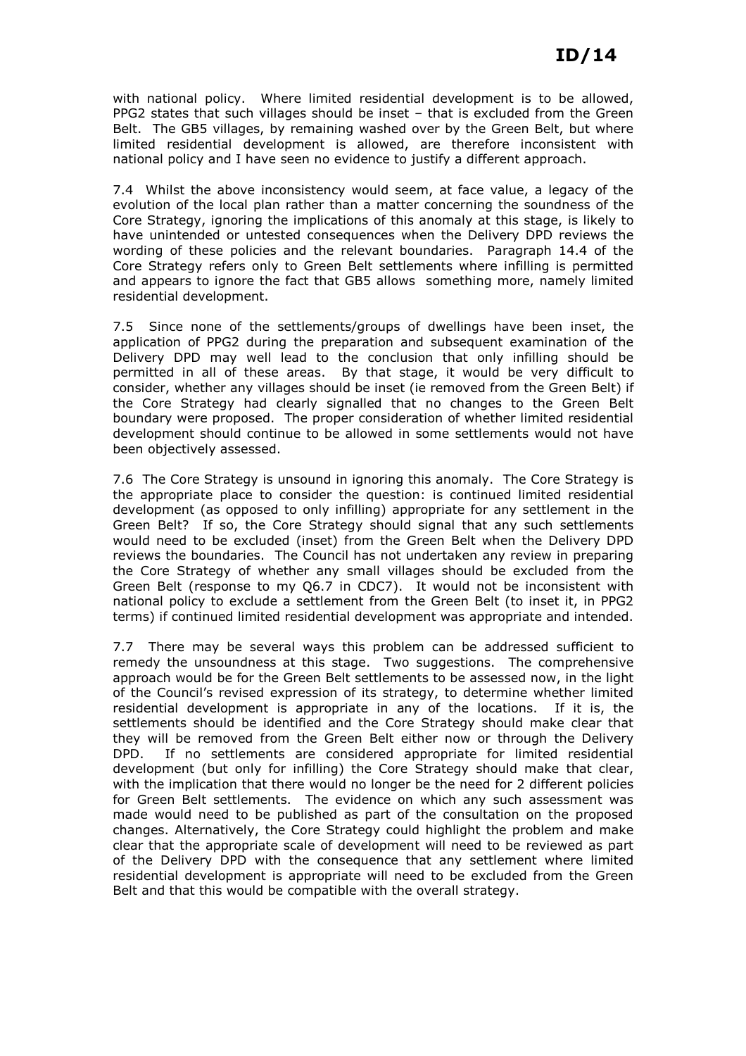with national policy. Where limited residential development is to be allowed, PPG2 states that such villages should be inset – that is excluded from the Green Belt. The GB5 villages, by remaining washed over by the Green Belt, but where limited residential development is allowed, are therefore inconsistent with national policy and I have seen no evidence to justify a different approach.

7.4 Whilst the above inconsistency would seem, at face value, a legacy of the evolution of the local plan rather than a matter concerning the soundness of the Core Strategy, ignoring the implications of this anomaly at this stage, is likely to have unintended or untested consequences when the Delivery DPD reviews the wording of these policies and the relevant boundaries. Paragraph 14.4 of the Core Strategy refers only to Green Belt settlements where infilling is permitted and appears to ignore the fact that GB5 allows something more, namely limited residential development.

7.5 Since none of the settlements/groups of dwellings have been inset, the application of PPG2 during the preparation and subsequent examination of the Delivery DPD may well lead to the conclusion that only infilling should be permitted in all of these areas. By that stage, it would be very difficult to consider, whether any villages should be inset (ie removed from the Green Belt) if the Core Strategy had clearly signalled that no changes to the Green Belt boundary were proposed. The proper consideration of whether limited residential development should continue to be allowed in some settlements would not have been objectively assessed.

7.6 The Core Strategy is unsound in ignoring this anomaly. The Core Strategy is the appropriate place to consider the question: is continued limited residential development (as opposed to only infilling) appropriate for any settlement in the Green Belt? If so, the Core Strategy should signal that any such settlements would need to be excluded (inset) from the Green Belt when the Delivery DPD reviews the boundaries. The Council has not undertaken any review in preparing the Core Strategy of whether any small villages should be excluded from the Green Belt (response to my Q6.7 in CDC7). It would not be inconsistent with national policy to exclude a settlement from the Green Belt (to inset it, in PPG2 terms) if continued limited residential development was appropriate and intended.

7.7 There may be several ways this problem can be addressed sufficient to remedy the unsoundness at this stage. Two suggestions. The comprehensive approach would be for the Green Belt settlements to be assessed now, in the light of the Council's revised expression of its strategy, to determine whether limited residential development is appropriate in any of the locations. If it is, the settlements should be identified and the Core Strategy should make clear that they will be removed from the Green Belt either now or through the Delivery DPD. If no settlements are considered appropriate for limited residential development (but only for infilling) the Core Strategy should make that clear, with the implication that there would no longer be the need for 2 different policies for Green Belt settlements. The evidence on which any such assessment was made would need to be published as part of the consultation on the proposed changes. Alternatively, the Core Strategy could highlight the problem and make clear that the appropriate scale of development will need to be reviewed as part of the Delivery DPD with the consequence that any settlement where limited residential development is appropriate will need to be excluded from the Green Belt and that this would be compatible with the overall strategy.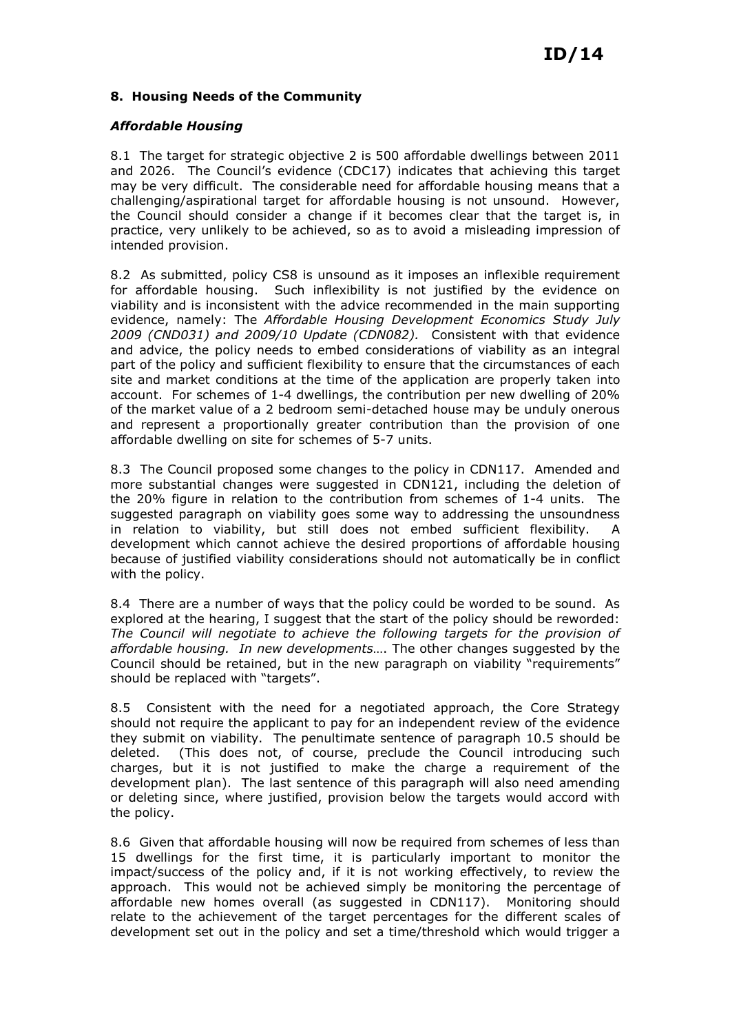## 8. Housing Needs of the Community

### *Affordable Housing*

8.1 The target for strategic objective 2 is 500 affordable dwellings between 2011 and 2026. The Council's evidence (CDC17) indicates that achieving this target may be very difficult. The considerable need for affordable housing means that a challenging/aspirational target for affordable housing is not unsound. However, the Council should consider a change if it becomes clear that the target is, in practice, very unlikely to be achieved, so as to avoid a misleading impression of intended provision.

8.2 As submitted, policy CS8 is unsound as it imposes an inflexible requirement for affordable housing. Such inflexibility is not justified by the evidence on viability and is inconsistent with the advice recommended in the main supporting evidence, namely: The *Affordable Housing Development Economics Study July 2009 (CND031) and 2009/10 Update (CDN082).* Consistent with that evidence and advice, the policy needs to embed considerations of viability as an integral part of the policy and sufficient flexibility to ensure that the circumstances of each site and market conditions at the time of the application are properly taken into account. For schemes of 1-4 dwellings, the contribution per new dwelling of 20% of the market value of a 2 bedroom semi-detached house may be unduly onerous and represent a proportionally greater contribution than the provision of one affordable dwelling on site for schemes of 5-7 units.

8.3 The Council proposed some changes to the policy in CDN117. Amended and more substantial changes were suggested in CDN121, including the deletion of the 20% figure in relation to the contribution from schemes of 1-4 units. The suggested paragraph on viability goes some way to addressing the unsoundness in relation to viability, but still does not embed sufficient flexibility. A development which cannot achieve the desired proportions of affordable housing because of justified viability considerations should not automatically be in conflict with the policy.

8.4 There are a number of ways that the policy could be worded to be sound. As explored at the hearing, I suggest that the start of the policy should be reworded: *The Council will negotiate to achieve the following targets for the provision of affordable housing. In new developments….* The other changes suggested by the Council should be retained, but in the new paragraph on viability "requirements" should be replaced with "targets".

8.5 Consistent with the need for a negotiated approach, the Core Strategy should not require the applicant to pay for an independent review of the evidence they submit on viability. The penultimate sentence of paragraph 10.5 should be deleted. (This does not, of course, preclude the Council introducing such charges, but it is not justified to make the charge a requirement of the development plan). The last sentence of this paragraph will also need amending or deleting since, where justified, provision below the targets would accord with the policy.

8.6 Given that affordable housing will now be required from schemes of less than 15 dwellings for the first time, it is particularly important to monitor the impact/success of the policy and, if it is not working effectively, to review the approach. This would not be achieved simply be monitoring the percentage of affordable new homes overall (as suggested in CDN117). Monitoring should relate to the achievement of the target percentages for the different scales of development set out in the policy and set a time/threshold which would trigger a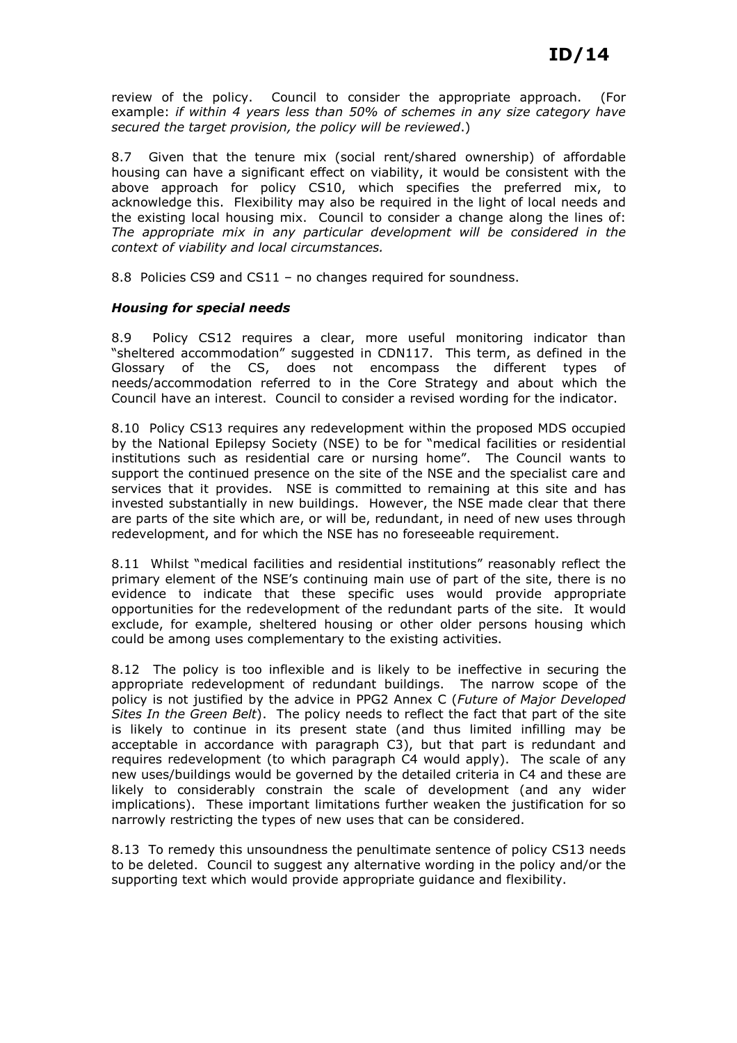review of the policy. Council to consider the appropriate approach. (For example: *if within 4 years less than 50% of schemes in any size category have secured the target provision, the policy will be reviewed*.)

8.7 Given that the tenure mix (social rent/shared ownership) of affordable housing can have a significant effect on viability, it would be consistent with the above approach for policy CS10, which specifies the preferred mix, to acknowledge this. Flexibility may also be required in the light of local needs and the existing local housing mix. Council to consider a change along the lines of: *The appropriate mix in any particular development will be considered in the context of viability and local circumstances.*

8.8 Policies CS9 and CS11 – no changes required for soundness.

### *Housing for special needs*

8.9 Policy CS12 requires a clear, more useful monitoring indicator than "sheltered accommodation" suggested in CDN117. This term, as defined in the Glossary of the CS, does not encompass the different types of needs/accommodation referred to in the Core Strategy and about which the Council have an interest. Council to consider a revised wording for the indicator.

8.10 Policy CS13 requires any redevelopment within the proposed MDS occupied by the National Epilepsy Society (NSE) to be for "medical facilities or residential institutions such as residential care or nursing home". The Council wants to support the continued presence on the site of the NSE and the specialist care and services that it provides. NSE is committed to remaining at this site and has invested substantially in new buildings. However, the NSE made clear that there are parts of the site which are, or will be, redundant, in need of new uses through redevelopment, and for which the NSE has no foreseeable requirement.

8.11 Whilst "medical facilities and residential institutions" reasonably reflect the primary element of the NSE's continuing main use of part of the site, there is no evidence to indicate that these specific uses would provide appropriate opportunities for the redevelopment of the redundant parts of the site. It would exclude, for example, sheltered housing or other older persons housing which could be among uses complementary to the existing activities.

8.12 The policy is too inflexible and is likely to be ineffective in securing the appropriate redevelopment of redundant buildings. The narrow scope of the policy is not justified by the advice in PPG2 Annex C (*Future of Major Developed Sites In the Green Belt*). The policy needs to reflect the fact that part of the site is likely to continue in its present state (and thus limited infilling may be acceptable in accordance with paragraph C3), but that part is redundant and requires redevelopment (to which paragraph C4 would apply). The scale of any new uses/buildings would be governed by the detailed criteria in C4 and these are likely to considerably constrain the scale of development (and any wider implications). These important limitations further weaken the justification for so narrowly restricting the types of new uses that can be considered.

8.13 To remedy this unsoundness the penultimate sentence of policy CS13 needs to be deleted. Council to suggest any alternative wording in the policy and/or the supporting text which would provide appropriate guidance and flexibility.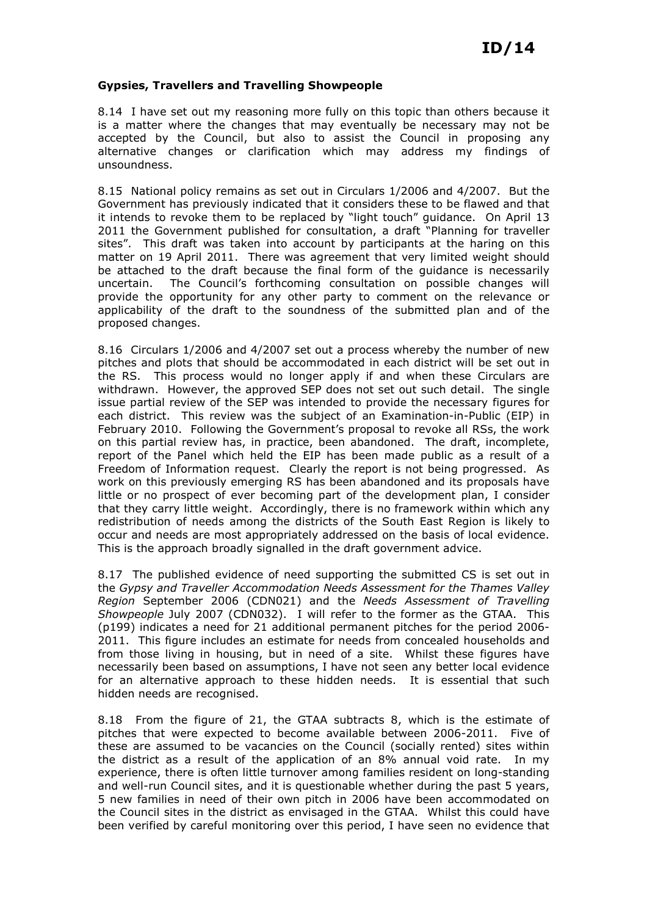**Gypsies, Travellers and Travelling Showpeople**

8.14 I have set out my reasoning more fully on this topic than others because it is a matter where the changes that may eventually be necessary may not be accepted by the Council, but also to assist the Council in proposing any alternative changes or clarification which may address my findings of unsoundness.

8.15 National policy remains as set out in Circulars 1/2006 and 4/2007. But the Government has previously indicated that it considers these to be flawed and that it intends to revoke them to be replaced by "light touch" guidance. On April 13 2011 the Government published for consultation, a draft "Planning for traveller sites". This draft was taken into account by participants at the haring on this matter on 19 April 2011. There was agreement that very limited weight should be attached to the draft because the final form of the guidance is necessarily uncertain. The Council's forthcoming consultation on possible changes will provide the opportunity for any other party to comment on the relevance or applicability of the draft to the soundness of the submitted plan and of the proposed changes.

8.16 Circulars 1/2006 and 4/2007 set out a process whereby the number of new pitches and plots that should be accommodated in each district will be set out in the RS. This process would no longer apply if and when these Circulars are withdrawn. However, the approved SEP does not set out such detail. The single issue partial review of the SEP was intended to provide the necessary figures for each district. This review was the subject of an Examination-in-Public (EIP) in February 2010. Following the Government's proposal to revoke all RSs, the work on this partial review has, in practice, been abandoned. The draft, incomplete, report of the Panel which held the EIP has been made public as a result of a Freedom of Information request. Clearly the report is not being progressed. As work on this previously emerging RS has been abandoned and its proposals have little or no prospect of ever becoming part of the development plan, I consider that they carry little weight. Accordingly, there is no framework within which any redistribution of needs among the districts of the South East Region is likely to occur and needs are most appropriately addressed on the basis of local evidence. This is the approach broadly signalled in the draft government advice.

8.17 The published evidence of need supporting the submitted CS is set out in the *Gypsy and Traveller Accommodation Needs Assessment for the Thames Valley Region* September 2006 (CDN021) and the *Needs Assessment of Travelling Showpeople* July 2007 (CDN032). I will refer to the former as the GTAA. This (p199) indicates a need for 21 additional permanent pitches for the period 2006-2011. This figure includes an estimate for needs from concealed households and from those living in housing, but in need of a site. Whilst these figures have necessarily been based on assumptions, I have not seen any better local evidence for an alternative approach to these hidden needs. It is essential that such hidden needs are recognised.

8.18 From the figure of 21, the GTAA subtracts 8, which is the estimate of pitches that were expected to become available between 2006-2011. Five of these are assumed to be vacancies on the Council (socially rented) sites within the district as a result of the application of an 8% annual void rate. In my experience, there is often little turnover among families resident on long-standing and well-run Council sites, and it is questionable whether during the past 5 years, 5 new families in need of their own pitch in 2006 have been accommodated on the Council sites in the district as envisaged in the GTAA. Whilst this could have been verified by careful monitoring over this period, I have seen no evidence that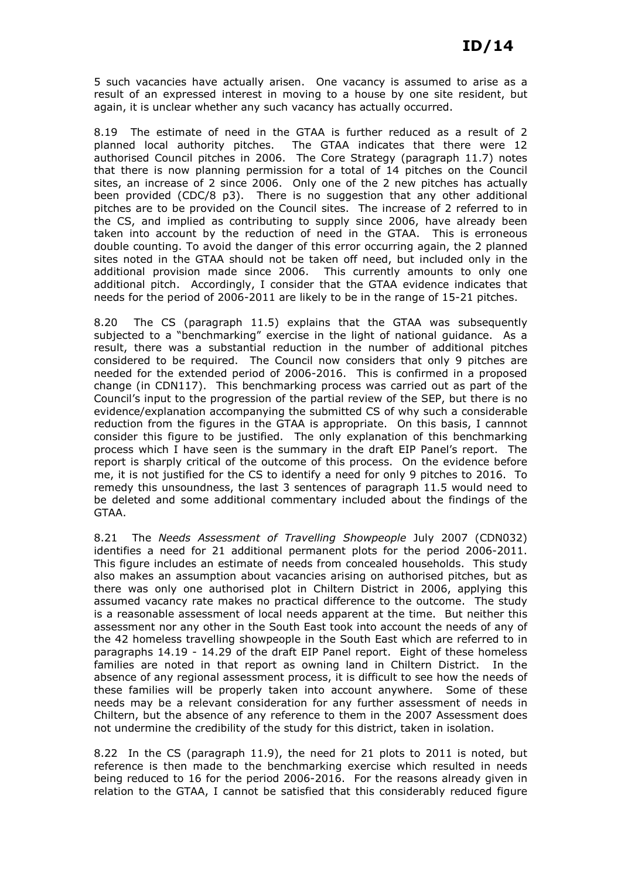5 such vacancies have actually arisen. One vacancy is assumed to arise as a result of an expressed interest in moving to a house by one site resident, but again, it is unclear whether any such vacancy has actually occurred.

8.19 The estimate of need in the GTAA is further reduced as a result of 2 planned local authority pitches. The GTAA indicates that there were 12 authorised Council pitches in 2006. The Core Strategy (paragraph 11.7) notes that there is now planning permission for a total of 14 pitches on the Council sites, an increase of 2 since 2006. Only one of the 2 new pitches has actually been provided (CDC/8 p3). There is no suggestion that any other additional pitches are to be provided on the Council sites. The increase of 2 referred to in the CS, and implied as contributing to supply since 2006, have already been taken into account by the reduction of need in the GTAA. This is erroneous double counting. To avoid the danger of this error occurring again, the 2 planned sites noted in the GTAA should not be taken off need, but included only in the additional provision made since 2006. This currently amounts to only one additional pitch. Accordingly, I consider that the GTAA evidence indicates that needs for the period of 2006-2011 are likely to be in the range of 15-21 pitches.

8.20 The CS (paragraph 11.5) explains that the GTAA was subsequently subjected to a "benchmarking" exercise in the light of national guidance. As a result, there was a substantial reduction in the number of additional pitches considered to be required. The Council now considers that only 9 pitches are needed for the extended period of 2006-2016. This is confirmed in a proposed change (in CDN117). This benchmarking process was carried out as part of the Council's input to the progression of the partial review of the SEP, but there is no evidence/explanation accompanying the submitted CS of why such a considerable reduction from the figures in the GTAA is appropriate. On this basis, I cannnot consider this figure to be justified. The only explanation of this benchmarking process which I have seen is the summary in the draft EIP Panel's report. The report is sharply critical of the outcome of this process. On the evidence before me, it is not justified for the CS to identify a need for only 9 pitches to 2016. To remedy this unsoundness, the last 3 sentences of paragraph 11.5 would need to be deleted and some additional commentary included about the findings of the GTAA.

8.21 The *Needs Assessment of Travelling Showpeople* July 2007 (CDN032) identifies a need for 21 additional permanent plots for the period 2006-2011. This figure includes an estimate of needs from concealed households. This study also makes an assumption about vacancies arising on authorised pitches, but as there was only one authorised plot in Chiltern District in 2006, applying this assumed vacancy rate makes no practical difference to the outcome. The study is a reasonable assessment of local needs apparent at the time. But neither this assessment nor any other in the South East took into account the needs of any of the 42 homeless travelling showpeople in the South East which are referred to in paragraphs 14.19 - 14.29 of the draft EIP Panel report. Eight of these homeless families are noted in that report as owning land in Chiltern District. In the absence of any regional assessment process, it is difficult to see how the needs of these families will be properly taken into account anywhere. Some of these needs may be a relevant consideration for any further assessment of needs in Chiltern, but the absence of any reference to them in the 2007 Assessment does not undermine the credibility of the study for this district, taken in isolation.

8.22 In the CS (paragraph 11.9), the need for 21 plots to 2011 is noted, but reference is then made to the benchmarking exercise which resulted in needs being reduced to 16 for the period 2006-2016. For the reasons already given in relation to the GTAA, I cannot be satisfied that this considerably reduced figure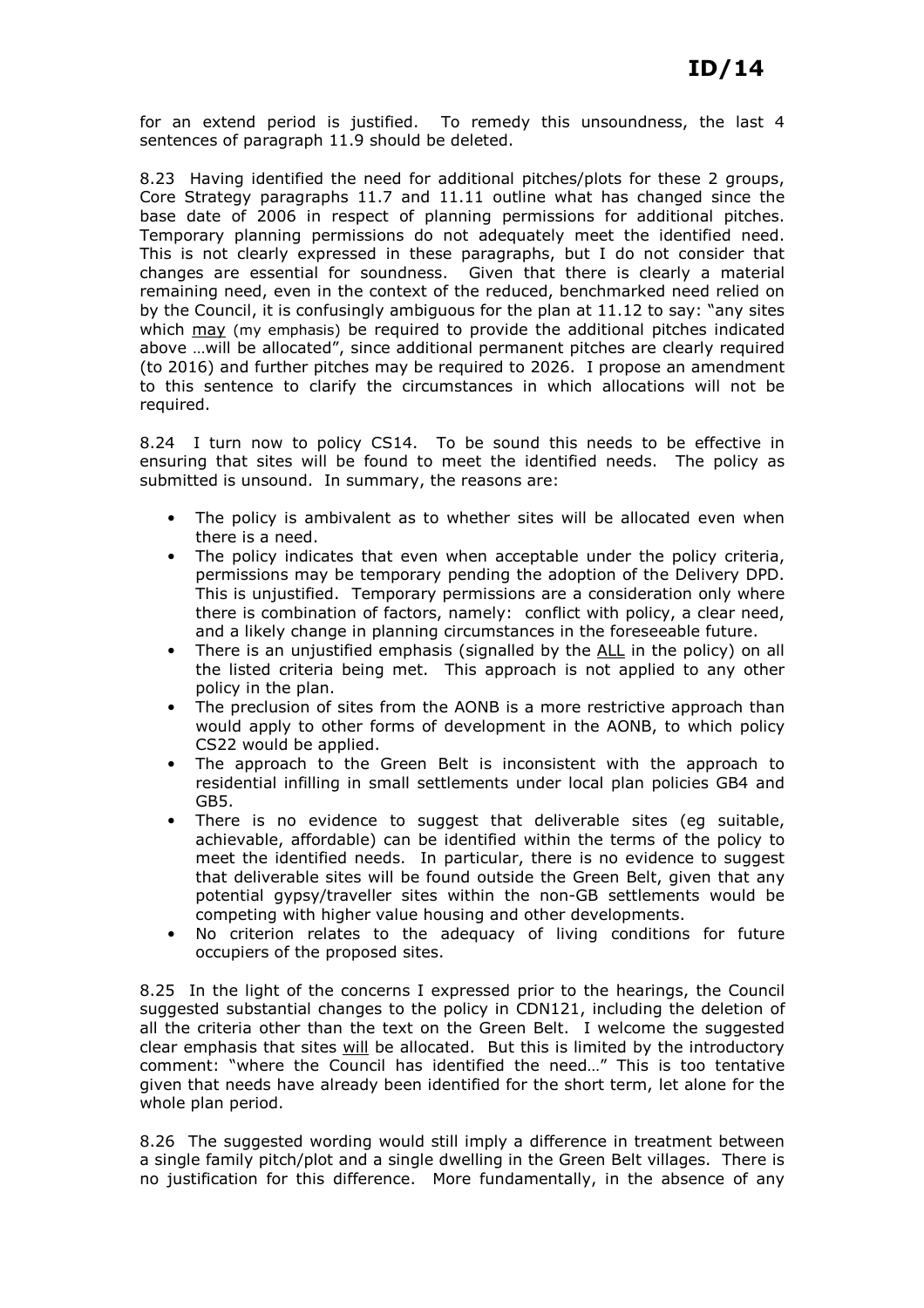for an extend period is justified. To remedy this unsoundness, the last 4 sentences of paragraph 11.9 should be deleted.

8.23 Having identified the need for additional pitches/plots for these 2 groups, Core Strategy paragraphs 11.7 and 11.11 outline what has changed since the base date of 2006 in respect of planning permissions for additional pitches. Temporary planning permissions do not adequately meet the identified need. This is not clearly expressed in these paragraphs, but I do not consider that changes are essential for soundness. Given that there is clearly a material remaining need, even in the context of the reduced, benchmarked need relied on by the Council, it is confusingly ambiguous for the plan at 11.12 to say: "any sites which <u>may</u> (my emphasis) be required to provide the additional pitches indicated above …will be allocated", since additional permanent pitches are clearly required (to 2016) and further pitches may be required to 2026. I propose an amendment to this sentence to clarify the circumstances in which allocations will not be required.

8.24 I turn now to policy CS14. To be sound this needs to be effective in ensuring that sites will be found to meet the identified needs. The policy as submitted is unsound. In summary, the reasons are:

- The policy is ambivalent as to whether sites will be allocated even when there is a need.
- The policy indicates that even when acceptable under the policy criteria, permissions may be temporary pending the adoption of the Delivery DPD. This is unjustified. Temporary permissions are a consideration only where there is combination of factors, namely: conflict with policy, a clear need, and a likely change in planning circumstances in the foreseeable future.
- There is an unjustified emphasis (signalled by the <u>ALL</u> in the policy) on all the listed criteria being met. This approach is not applied to any other policy in the plan.
- The preclusion of sites from the AONB is a more restrictive approach than would apply to other forms of development in the AONB, to which policy CS22 would be applied.
- The approach to the Green Belt is inconsistent with the approach to residential infilling in small settlements under local plan policies GB4 and GB5.
- There is no evidence to suggest that deliverable sites (eg suitable, achievable, affordable) can be identified within the terms of the policy to meet the identified needs. In particular, there is no evidence to suggest that deliverable sites will be found outside the Green Belt, given that any potential gypsy/traveller sites within the non-GB settlements would be competing with higher value housing and other developments.
- No criterion relates to the adequacy of living conditions for future occupiers of the proposed sites.

8.25 In the light of the concerns I expressed prior to the hearings, the Council suggested substantial changes to the policy in CDN121, including the deletion of all the criteria other than the text on the Green Belt. I welcome the suggested clear emphasis that sites <u>will</u> be allocated. But this is limited by the introductory comment: "where the Council has identified the need…" This is too tentative given that needs have already been identified for the short term, let alone for the whole plan period.

8.26 The suggested wording would still imply a difference in treatment between a single family pitch/plot and a single dwelling in the Green Belt villages. There is no justification for this difference. More fundamentally, in the absence of any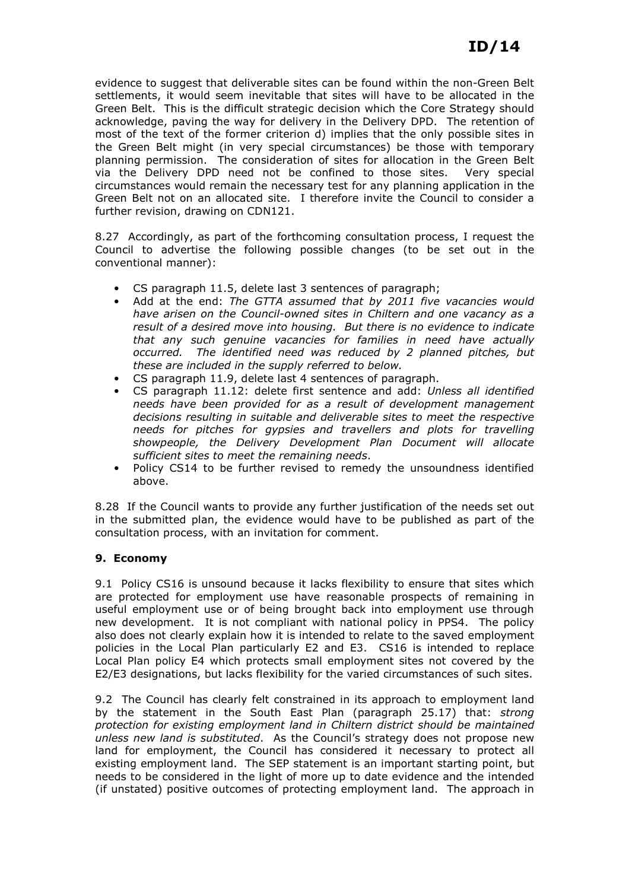evidence to suggest that deliverable sites can be found within the non-Green Belt settlements, it would seem inevitable that sites will have to be allocated in the Green Belt. This is the difficult strategic decision which the Core Strategy should acknowledge, paving the way for delivery in the Delivery DPD. The retention of most of the text of the former criterion d) implies that the only possible sites in the Green Belt might (in very special circumstances) be those with temporary planning permission. The consideration of sites for allocation in the Green Belt via the Delivery DPD need not be confined to those sites. Very special circumstances would remain the necessary test for any planning application in the Green Belt not on an allocated site. I therefore invite the Council to consider a further revision, drawing on CDN121.

8.27 Accordingly, as part of the forthcoming consultation process, I request the Council to advertise the following possible changes (to be set out in the conventional manner):

- CS paragraph 11.5, delete last 3 sentences of paragraph;
- Add at the end: *The GTTA assumed that by 2011 five vacancies would have arisen on the Council-owned sites in Chiltern and one vacancy as a result of a desired move into housing. But there is no evidence to indicate that any such genuine vacancies for families in need have actually occurred. The identified need was reduced by 2 planned pitches, but these are included in the supply referred to below.*
- CS paragraph 11.9, delete last 4 sentences of paragraph.
- CS paragraph 11.12: delete first sentence and add: *Unless all identified needs have been provided for as a result of development management decisions resulting in suitable and deliverable sites to meet the respective needs for pitches for gypsies and travellers and plots for travelling showpeople, the Delivery Development Plan Document will allocate sufficient sites to meet the remaining needs*.
- Policy CS14 to be further revised to remedy the unsoundness identified above.

8.28 If the Council wants to provide any further justification of the needs set out in the submitted plan, the evidence would have to be published as part of the consultation process, with an invitation for comment.

## 9. Economy

9.1 Policy CS16 is unsound because it lacks flexibility to ensure that sites which are protected for employment use have reasonable prospects of remaining in useful employment use or of being brought back into employment use through new development. It is not compliant with national policy in PPS4. The policy also does not clearly explain how it is intended to relate to the saved employment policies in the Local Plan particularly E2 and E3. CS16 is intended to replace Local Plan policy E4 which protects small employment sites not covered by the E2/E3 designations, but lacks flexibility for the varied circumstances of such sites.

9.2 The Council has clearly felt constrained in its approach to employment land by the statement in the South East Plan (paragraph 25.17) that: *strong protection for existing employment land in Chiltern district should be maintained unless new land is substituted*. As the Council's strategy does not propose new land for employment, the Council has considered it necessary to protect all existing employment land. The SEP statement is an important starting point, but needs to be considered in the light of more up to date evidence and the intended (if unstated) positive outcomes of protecting employment land. The approach in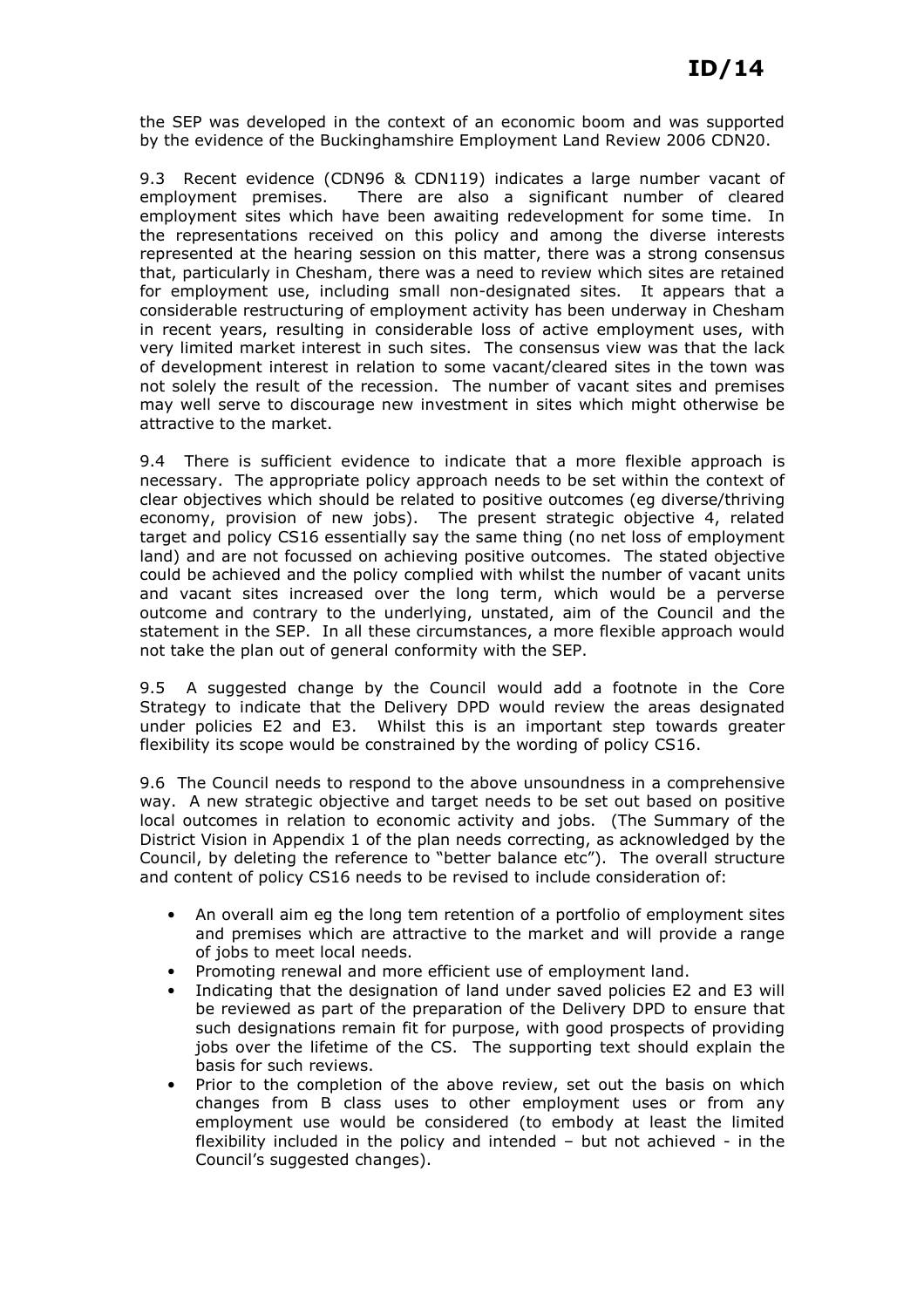the SEP was developed in the context of an economic boom and was supported by the evidence of the Buckinghamshire Employment Land Review 2006 CDN20.

9.3 Recent evidence (CDN96 & CDN119) indicates a large number vacant of employment premises. There are also a significant number of cleared employment sites which have been awaiting redevelopment for some time. In the representations received on this policy and among the diverse interests represented at the hearing session on this matter, there was a strong consensus that, particularly in Chesham, there was a need to review which sites are retained for employment use, including small non-designated sites. It appears that a considerable restructuring of employment activity has been underway in Chesham in recent years, resulting in considerable loss of active employment uses, with very limited market interest in such sites. The consensus view was that the lack of development interest in relation to some vacant/cleared sites in the town was not solely the result of the recession. The number of vacant sites and premises may well serve to discourage new investment in sites which might otherwise be attractive to the market.

9.4 There is sufficient evidence to indicate that a more flexible approach is necessary. The appropriate policy approach needs to be set within the context of clear objectives which should be related to positive outcomes (eg diverse/thriving economy, provision of new jobs). The present strategic objective 4, related target and policy CS16 essentially say the same thing (no net loss of employment land) and are not focussed on achieving positive outcomes. The stated objective could be achieved and the policy complied with whilst the number of vacant units and vacant sites increased over the long term, which would be a perverse outcome and contrary to the underlying, unstated, aim of the Council and the statement in the SEP. In all these circumstances, a more flexible approach would not take the plan out of general conformity with the SEP.

9.5 A suggested change by the Council would add a footnote in the Core Strategy to indicate that the Delivery DPD would review the areas designated under policies E2 and E3. Whilst this is an important step towards greater flexibility its scope would be constrained by the wording of policy CS16.

9.6 The Council needs to respond to the above unsoundness in a comprehensive way. A new strategic objective and target needs to be set out based on positive local outcomes in relation to economic activity and jobs. (The Summary of the District Vision in Appendix 1 of the plan needs correcting, as acknowledged by the Council, by deleting the reference to "better balance etc"). The overall structure and content of policy CS16 needs to be revised to include consideration of:

- An overall aim eg the long tem retention of a portfolio of employment sites and premises which are attractive to the market and will provide a range of jobs to meet local needs.
- Promoting renewal and more efficient use of employment land.
- Indicating that the designation of land under saved policies E2 and E3 will be reviewed as part of the preparation of the Delivery DPD to ensure that such designations remain fit for purpose, with good prospects of providing jobs over the lifetime of the CS. The supporting text should explain the basis for such reviews.
- Prior to the completion of the above review, set out the basis on which changes from B class uses to other employment uses or from any employment use would be considered (to embody at least the limited flexibility included in the policy and intended – but not achieved - in the Council's suggested changes).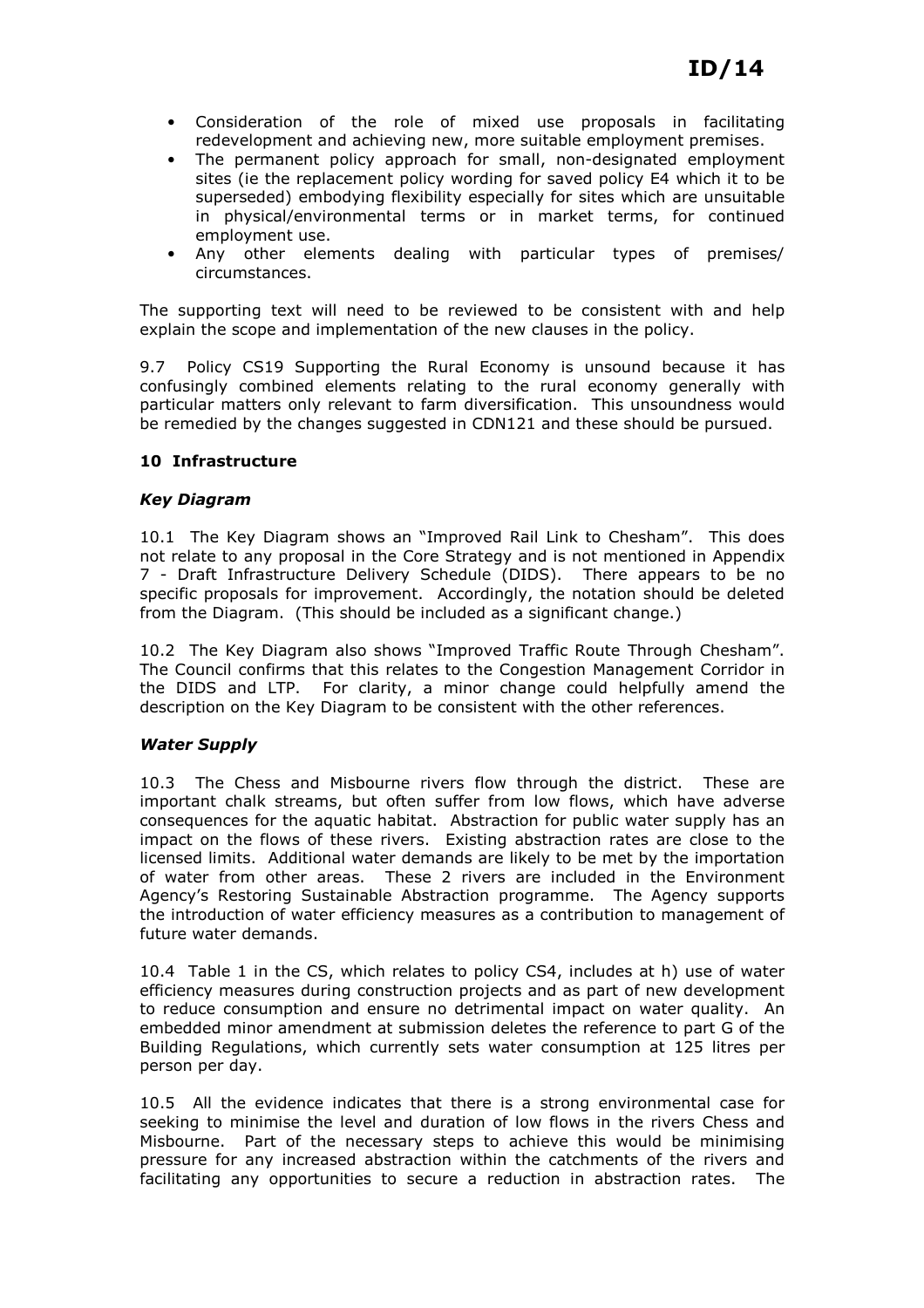- Consideration of the role of mixed use proposals in facilitating redevelopment and achieving new, more suitable employment premises.
- The permanent policy approach for small, non-designated employment sites (ie the replacement policy wording for saved policy E4 which it to be superseded) embodying flexibility especially for sites which are unsuitable in physical/environmental terms or in market terms, for continued employment use.
- Any other elements dealing with particular types of premises/ circumstances.

The supporting text will need to be reviewed to be consistent with and help explain the scope and implementation of the new clauses in the policy.

9.7 Policy CS19 Supporting the Rural Economy is unsound because it has confusingly combined elements relating to the rural economy generally with particular matters only relevant to farm diversification. This unsoundness would be remedied by the changes suggested in CDN121 and these should be pursued.

## 10 Infrastructure

### *Key Diagram*

10.1 The Key Diagram shows an "Improved Rail Link to Chesham". This does not relate to any proposal in the Core Strategy and is not mentioned in Appendix 7 - Draft Infrastructure Delivery Schedule (DIDS). There appears to be no specific proposals for improvement. Accordingly, the notation should be deleted from the Diagram. (This should be included as a significant change.)

10.2 The Key Diagram also shows "Improved Traffic Route Through Chesham". The Council confirms that this relates to the Congestion Management Corridor in the DIDS and LTP. For clarity, a minor change could helpfully amend the description on the Key Diagram to be consistent with the other references.

### *Water Supply*

10.3 The Chess and Misbourne rivers flow through the district. These are important chalk streams, but often suffer from low flows, which have adverse consequences for the aquatic habitat. Abstraction for public water supply has an impact on the flows of these rivers. Existing abstraction rates are close to the licensed limits. Additional water demands are likely to be met by the importation of water from other areas. These 2 rivers are included in the Environment Agency's Restoring Sustainable Abstraction programme. The Agency supports the introduction of water efficiency measures as a contribution to management of future water demands.

10.4 Table 1 in the CS, which relates to policy CS4, includes at h) use of water efficiency measures during construction projects and as part of new development to reduce consumption and ensure no detrimental impact on water quality. An embedded minor amendment at submission deletes the reference to part G of the Building Regulations, which currently sets water consumption at 125 litres per person per day.

10.5 All the evidence indicates that there is a strong environmental case for seeking to minimise the level and duration of low flows in the rivers Chess and Misbourne. Part of the necessary steps to achieve this would be minimising pressure for any increased abstraction within the catchments of the rivers and facilitating any opportunities to secure a reduction in abstraction rates. The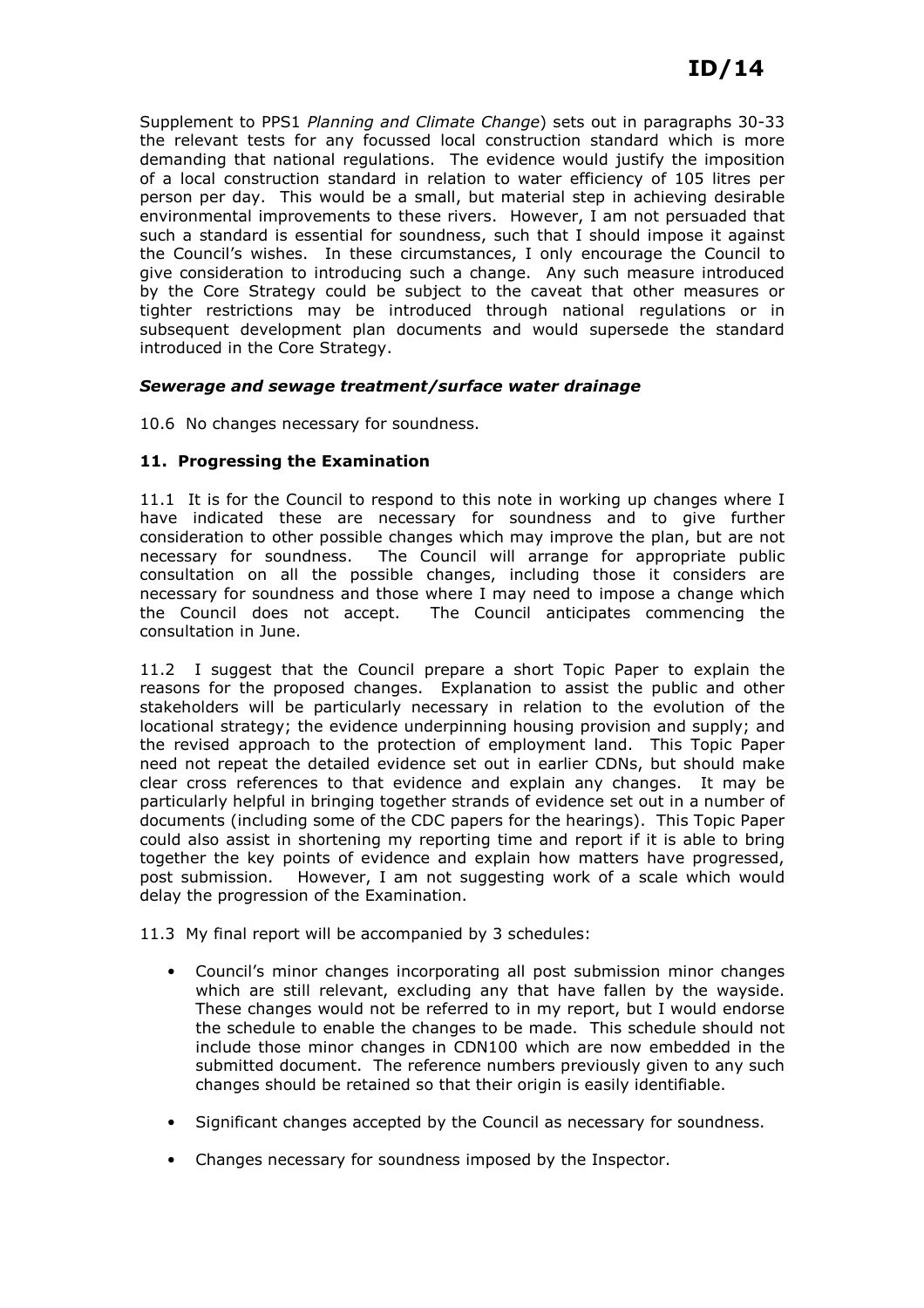Supplement to PPS1 *Planning and Climate Change*) sets out in paragraphs 30-33 the relevant tests for any focussed local construction standard which is more demanding that national regulations. The evidence would justify the imposition of a local construction standard in relation to water efficiency of 105 litres per person per day. This would be a small, but material step in achieving desirable environmental improvements to these rivers. However, I am not persuaded that such a standard is essential for soundness, such that I should impose it against the Council's wishes. In these circumstances, I only encourage the Council to give consideration to introducing such a change. Any such measure introduced by the Core Strategy could be subject to the caveat that other measures or tighter restrictions may be introduced through national regulations or in subsequent development plan documents and would supersede the standard introduced in the Core Strategy.

### *Sewerage and sewage treatment/surface water drainage*

10.6 No changes necessary for soundness.

### 11. Progressing the Examination

11.1 It is for the Council to respond to this note in working up changes where I have indicated these are necessary for soundness and to give further consideration to other possible changes which may improve the plan, but are not necessary for soundness. The Council will arrange for appropriate public consultation on all the possible changes, including those it considers are necessary for soundness and those where I may need to impose a change which the Council does not accept. The Council anticipates commencing the consultation in June.

11.2 I suggest that the Council prepare a short Topic Paper to explain the reasons for the proposed changes. Explanation to assist the public and other stakeholders will be particularly necessary in relation to the evolution of the locational strategy; the evidence underpinning housing provision and supply; and the revised approach to the protection of employment land. This Topic Paper need not repeat the detailed evidence set out in earlier CDNs, but should make clear cross references to that evidence and explain any changes. It may be particularly helpful in bringing together strands of evidence set out in a number of documents (including some of the CDC papers for the hearings). This Topic Paper could also assist in shortening my reporting time and report if it is able to bring together the key points of evidence and explain how matters have progressed, post submission. However, I am not suggesting work of a scale which would delay the progression of the Examination.

11.3 My final report will be accompanied by 3 schedules:

- Council's minor changes incorporating all post submission minor changes which are still relevant, excluding any that have fallen by the wayside. These changes would not be referred to in my report, but I would endorse the schedule to enable the changes to be made. This schedule should not include those minor changes in CDN100 which are now embedded in the submitted document. The reference numbers previously given to any such changes should be retained so that their origin is easily identifiable.
- Significant changes accepted by the Council as necessary for soundness.
- Changes necessary for soundness imposed by the Inspector.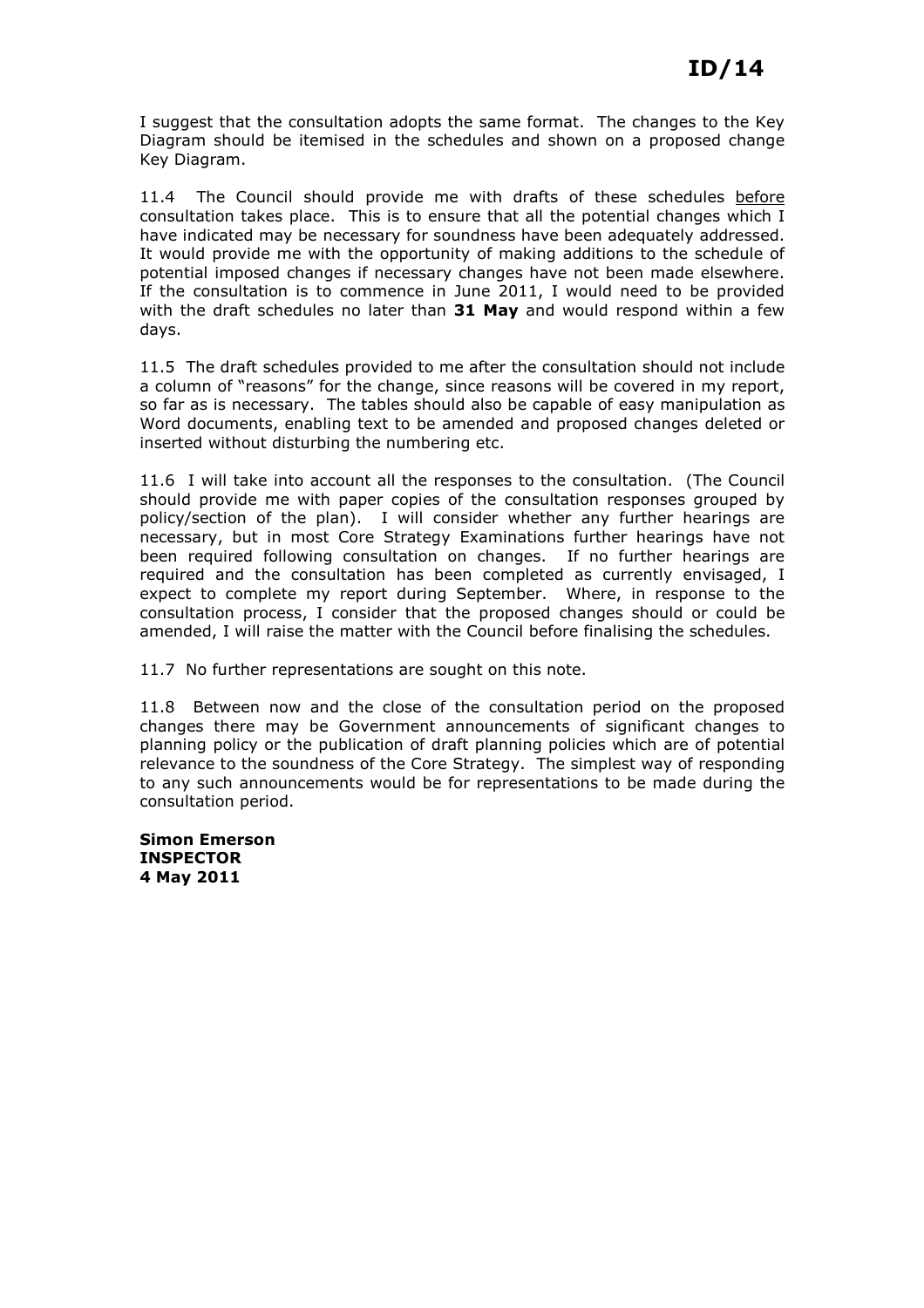I suggest that the consultation adopts the same format. The changes to the Key Diagram should be itemised in the schedules and shown on a proposed change Key Diagram.

11.4 The Council should provide me with drafts of these schedules before consultation takes place. This is to ensure that all the potential changes which I have indicated may be necessary for soundness have been adequately addressed. It would provide me with the opportunity of making additions to the schedule of potential imposed changes if necessary changes have not been made elsewhere. If the consultation is to commence in June 2011, I would need to be provided with the draft schedules no later than **31 May** and would respond within a few days.

11.5 The draft schedules provided to me after the consultation should not include a column of "reasons" for the change, since reasons will be covered in my report, so far as is necessary. The tables should also be capable of easy manipulation as Word documents, enabling text to be amended and proposed changes deleted or inserted without disturbing the numbering etc.

11.6 I will take into account all the responses to the consultation. (The Council should provide me with paper copies of the consultation responses grouped by policy/section of the plan). I will consider whether any further hearings are necessary, but in most Core Strategy Examinations further hearings have not been required following consultation on changes. If no further hearings are required and the consultation has been completed as currently envisaged, I expect to complete my report during September. Where, in response to the consultation process, I consider that the proposed changes should or could be amended, I will raise the matter with the Council before finalising the schedules.

11.7 No further representations are sought on this note.

11.8 Between now and the close of the consultation period on the proposed changes there may be Government announcements of significant changes to planning policy or the publication of draft planning policies which are of potential relevance to the soundness of the Core Strategy. The simplest way of responding to any such announcements would be for representations to be made during the consultation period.

**Simon Emerson**
**INSPECTOR**
**4 May 2011**